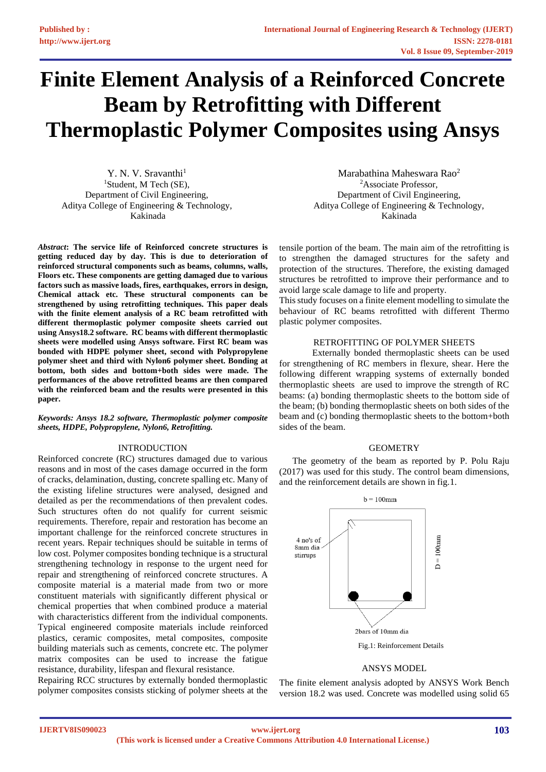# Finite Element Analysis of a Reinforced Concrete Beam by Retrofitting with Different Thermoplastic Polymer Composites using Ansys

Y. N. V. Sravanthi[1]
[1]Student, M Tech (SE),
Department of Civil Engineering,
Aditya College of Engineering & Technology,
Kakinada

Marabathina Maheswara Rao[2]
[2]Associate Professor,
Department of Civil Engineering,
Aditya College of Engineering & Technology,
Kakinada

***Abstract*: The service life of Reinforced concrete structures is getting reduced day by day. This is due to deterioration of reinforced structural components such as beams, columns, walls, Floors etc. These components are getting damaged due to various factors such as massive loads, fires, earthquakes, errors in design, Chemical attack etc. These structural components can be strengthened by using retrofitting techniques. This paper deals with the finite element analysis of a RC beam retrofitted with different thermoplastic polymer composite sheets carried out using Ansys18.2 software. RC beams with different thermoplastic sheets were modelled using Ansys software. First RC beam was bonded with HDPE polymer sheet, second with Polypropylene polymer sheet and third with Nylon6 polymer sheet. Bonding at bottom, both sides and bottom+both sides were made. The performances of the above retrofitted beams are then compared with the reinforced beam and the results were presented in this paper.**

***Keywords: Ansys 18.2 software, Thermoplastic polymer composite sheets, HDPE, Polypropylene, Nylon6, Retrofitting.***

## INTRODUCTION

Reinforced concrete (RC) structures damaged due to various reasons and in most of the cases damage occurred in the form of cracks, delamination, dusting, concrete spalling etc. Many of the existing lifeline structures were analysed, designed and detailed as per the recommendations of then prevalent codes. Such structures often do not qualify for current seismic requirements. Therefore, repair and restoration has become an important challenge for the reinforced concrete structures in recent years. Repair techniques should be suitable in terms of low cost. Polymer composites bonding technique is a structural strengthening technology in response to the urgent need for repair and strengthening of reinforced concrete structures. A composite material is a material made from two or more constituent materials with significantly different physical or chemical properties that when combined produce a material with characteristics different from the individual components. Typical engineered composite materials include reinforced plastics, ceramic composites, metal composites, composite building materials such as cements, concrete etc. The polymer matrix composites can be used to increase the fatigue resistance, durability, lifespan and flexural resistance.

Repairing RCC structures by externally bonded thermoplastic polymer composites consists sticking of polymer sheets at the tensile portion of the beam. The main aim of the retrofitting is to strengthen the damaged structures for the safety and protection of the structures. Therefore, the existing damaged structures be retrofitted to improve their performance and to avoid large scale damage to life and property.

This study focuses on a finite element modelling to simulate the behaviour of RC beams retrofitted with different Thermo plastic polymer composites.

## RETROFITTING OF POLYMER SHEETS

Externally bonded thermoplastic sheets can be used for strengthening of RC members in flexure, shear. Here the following different wrapping systems of externally bonded thermoplastic sheets are used to improve the strength of RC beams: (a) bonding thermoplastic sheets to the bottom side of the beam; (b) bonding thermoplastic sheets on both sides of the beam and (c) bonding thermoplastic sheets to the bottom+both sides of the beam.

## GEOMETRY

The geometry of the beam as reported by P. Polu Raju (2017) was used for this study. The control beam dimensions, and the reinforcement details are shown in fig.1.

b = 100mm

4 no's of 8mm dia stirrups

D = 100mm

2bars of 10mm dia

Fig.1: Reinforcement Details

## ANSYS MODEL

The finite element analysis adopted by ANSYS Work Bench version 18.2 was used. Concrete was modelled using solid 65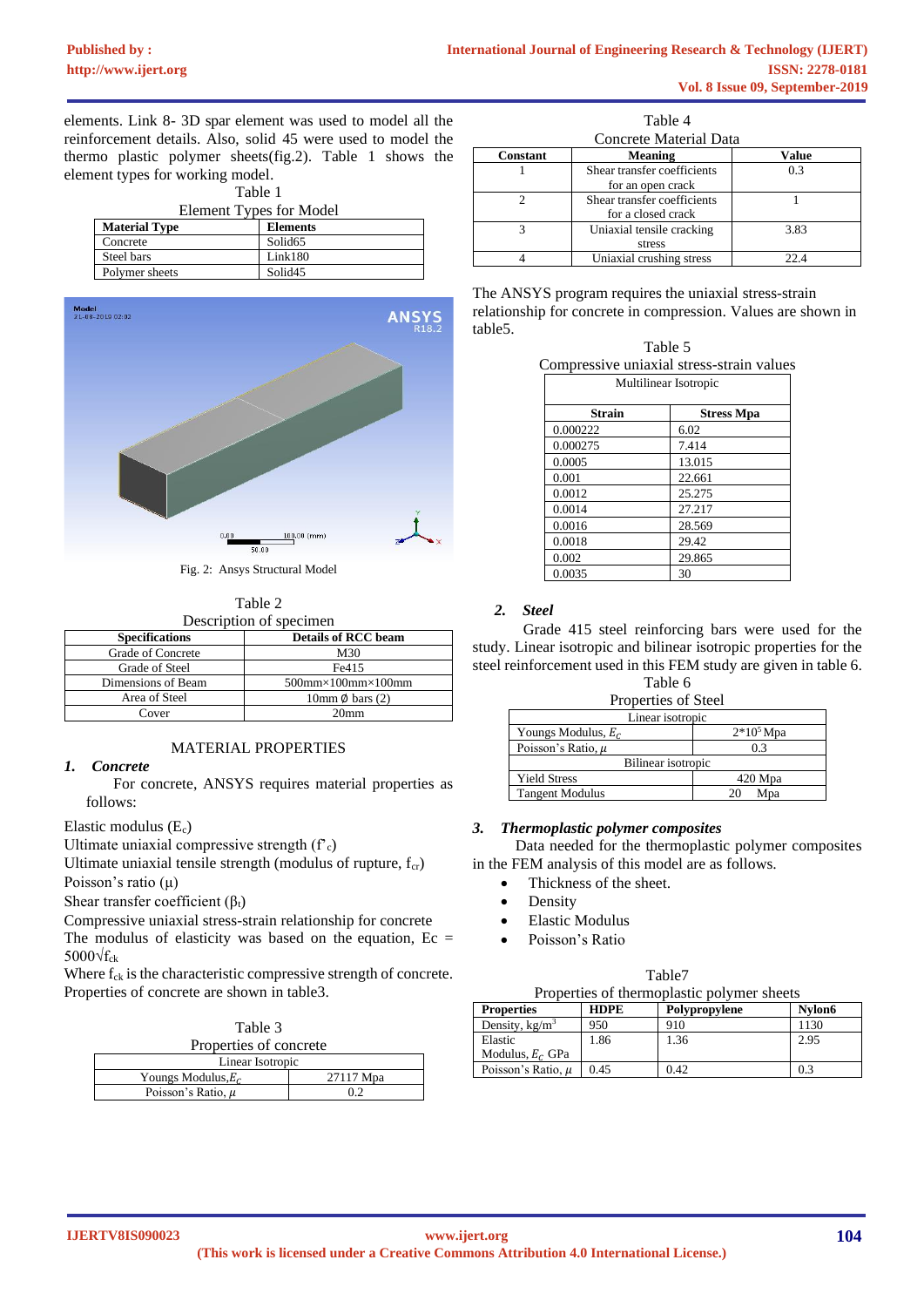elements. Link 8- 3D spar element was used to model all the reinforcement details. Also, solid 45 were used to model the thermo plastic polymer sheets(fig.2). Table 1 shows the element types for working model.

Table 1
Element Types for Model

| Material Type | Elements |
|---|---|
| Concrete | Solid65 |
| Steel bars | Link180 |
| Polymer sheets | Solid45 |

Fig. 2: Ansys Structural Model

Table 2
Description of specimen

| Specifications | Details of RCC beam |
|---|---|
| Grade of Concrete | M30 |
| Grade of Steel | Fe415 |
| Dimensions of Beam | 500mm×100mm×100mm |
| Area of Steel | 10mm Ø bars (2) |
| Cover | 20mm |

## MATERIAL PROPERTIES

### 1. *Concrete*

For concrete, ANSYS requires material properties as follows:

Elastic modulus ($E_c$)
Ultimate uniaxial compressive strength ($f'_c$)
Ultimate uniaxial tensile strength (modulus of rupture, $f_{cr}$)
Poisson's ratio (μ)
Shear transfer coefficient ($\beta_t$)
Compressive uniaxial stress-strain relationship for concrete
The modulus of elasticity was based on the equation, $Ec = 5000\sqrt{f_{ck}}$
Where $f_{ck}$ is the characteristic compressive strength of concrete.
Properties of concrete are shown in table3.

Table 3
Properties of concrete

| Linear Isotropic | |
|---|---|
| Youngs Modulus, $E_c$ | 27117 Mpa |
| Poisson's Ratio, $\mu$ | 0.2 |

Table 4
Concrete Material Data

| Constant | Meaning | Value |
|---|---|---|
| 1 | Shear transfer coefficients for an open crack | 0.3 |
| 2 | Shear transfer coefficients for a closed crack | 1 |
| 3 | Uniaxial tensile cracking stress | 3.83 |
| 4 | Uniaxial crushing stress | 22.4 |

The ANSYS program requires the uniaxial stress-strain relationship for concrete in compression. Values are shown in table5.

Table 5
Compressive uniaxial stress-strain values

| Multilinear Isotropic | |
|---|---|
| **Strain** | **Stress Mpa** |
| 0.000222 | 6.02 |
| 0.000275 | 7.414 |
| 0.0005 | 13.015 |
| 0.001 | 22.661 |
| 0.0012 | 25.275 |
| 0.0014 | 27.217 |
| 0.0016 | 28.569 |
| 0.0018 | 29.42 |
| 0.002 | 29.865 |
| 0.0035 | 30 |

### 2. *Steel*

Grade 415 steel reinforcing bars were used for the study. Linear isotropic and bilinear isotropic properties for the steel reinforcement used in this FEM study are given in table 6.

Table 6
Properties of Steel

| Linear isotropic | |
|---|---|
| Youngs Modulus, $E_c$ | $2*10^5$ Mpa |
| Poisson's Ratio, $\mu$ | 0.3 |
| **Bilinear isotropic** | |
| Yield Stress | 420 Mpa |
| Tangent Modulus | 20 Mpa |

### 3. *Thermoplastic polymer composites*

Data needed for the thermoplastic polymer composites in the FEM analysis of this model are as follows.

- Thickness of the sheet.
- Density
- Elastic Modulus
- Poisson's Ratio

Table7
Properties of thermoplastic polymer sheets

| Properties | HDPE | Polypropylene | Nylon6 |
|---|---|---|---|
| Density, kg/m³ | 950 | 910 | 1130 |
| Elastic Modulus, $E_c$ GPa | 1.86 | 1.36 | 2.95 |
| Poisson's Ratio, $\mu$ | 0.45 | 0.42 | 0.3 |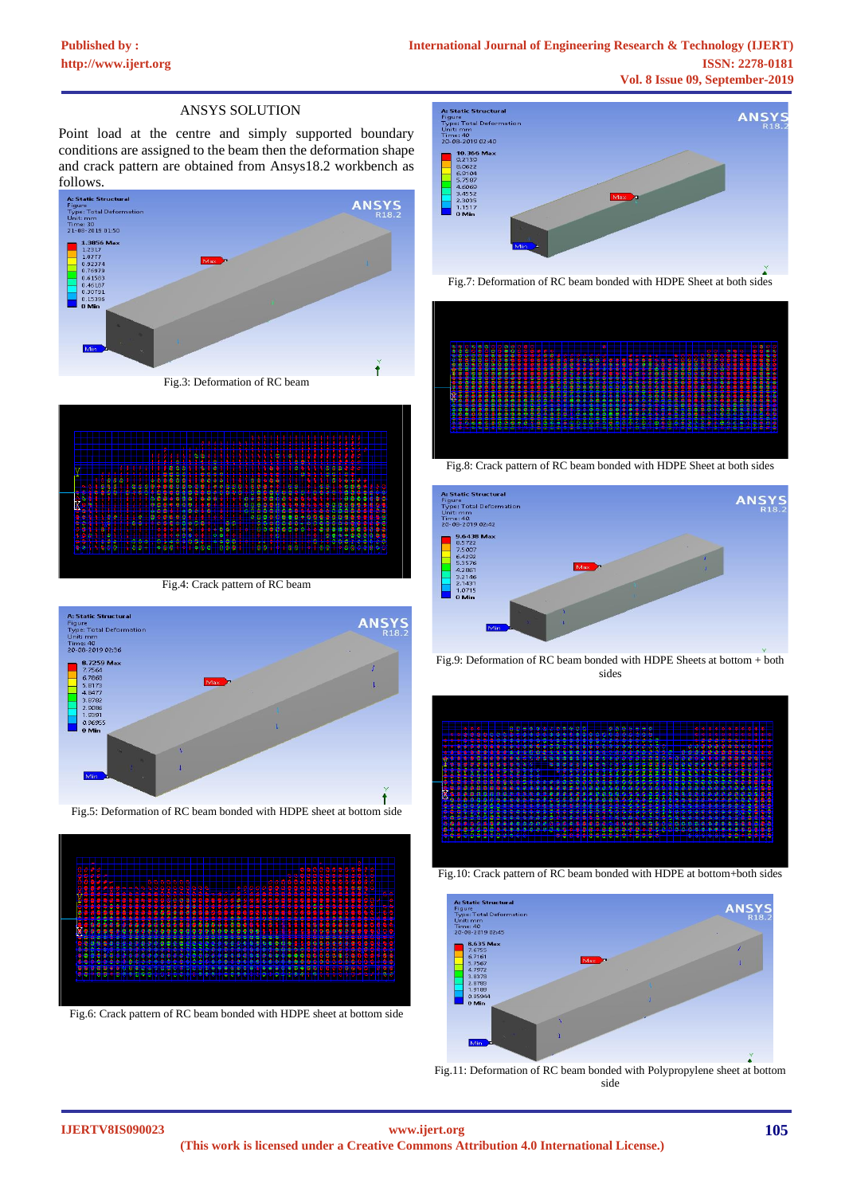ANSYS SOLUTION

Point load at the centre and simply supported boundary conditions are assigned to the beam then the deformation shape and crack pattern are obtained from Ansys18.2 workbench as follows.

Fig.3: Deformation of RC beam

Fig.4: Crack pattern of RC beam

Fig.5: Deformation of RC beam bonded with HDPE sheet at bottom side

Fig.6: Crack pattern of RC beam bonded with HDPE sheet at bottom side

Fig.7: Deformation of RC beam bonded with HDPE Sheet at both sides

Fig.8: Crack pattern of RC beam bonded with HDPE Sheet at both sides

Fig.9: Deformation of RC beam bonded with HDPE Sheets at bottom + both sides

Fig.10: Crack pattern of RC beam bonded with HDPE at bottom+both sides

Fig.11: Deformation of RC beam bonded with Polypropylene sheet at bottom side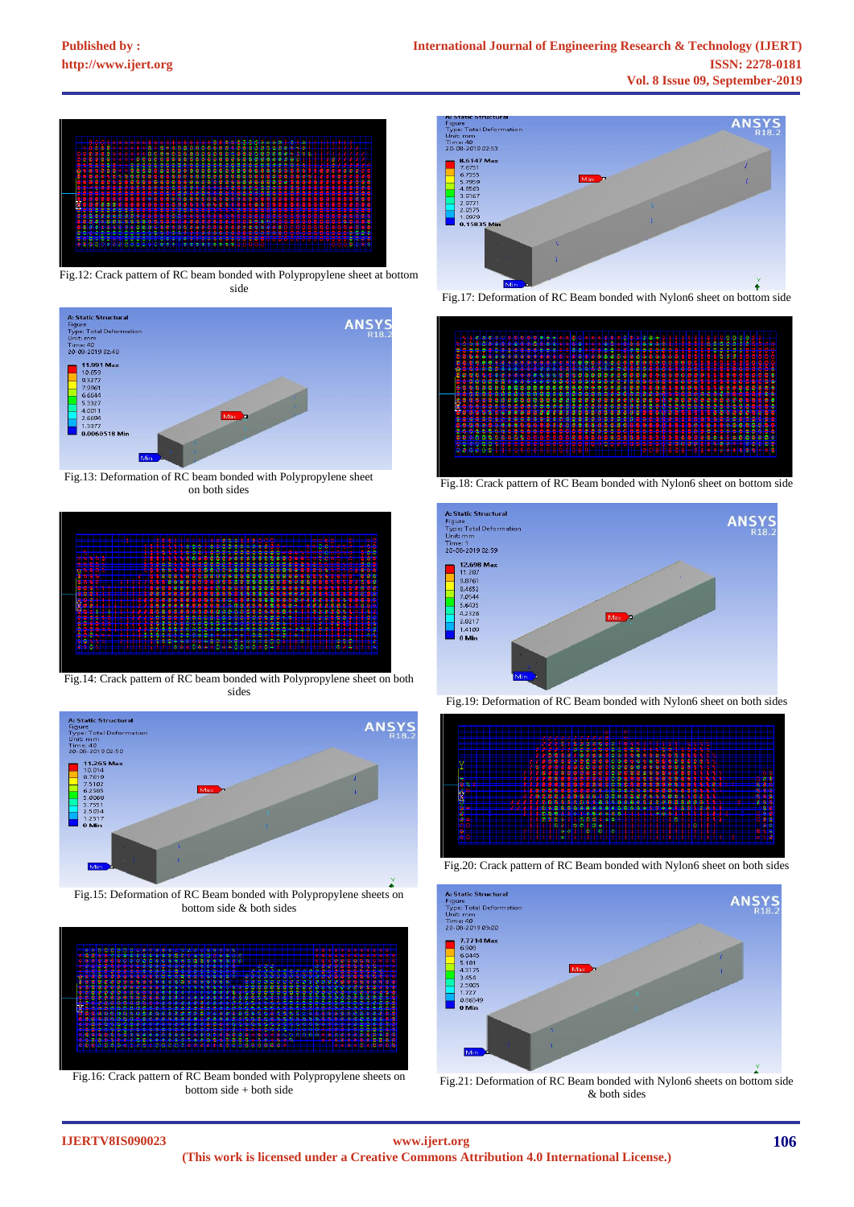Fig.12: Crack pattern of RC beam bonded with Polypropylene sheet at bottom side

Fig.13: Deformation of RC beam bonded with Polypropylene sheet on both sides

Fig.14: Crack pattern of RC beam bonded with Polypropylene sheet on both sides

Fig.15: Deformation of RC Beam bonded with Polypropylene sheets on bottom side & both sides

Fig.16: Crack pattern of RC Beam bonded with Polypropylene sheets on bottom side + both side

Fig.17: Deformation of RC Beam bonded with Nylon6 sheet on bottom side

Fig.18: Crack pattern of RC Beam bonded with Nylon6 sheet on bottom side

Fig.19: Deformation of RC Beam bonded with Nylon6 sheet on both sides

Fig.20: Crack pattern of RC Beam bonded with Nylon6 sheet on both sides

Fig.21: Deformation of RC Beam bonded with Nylon6 sheets on bottom side & both sides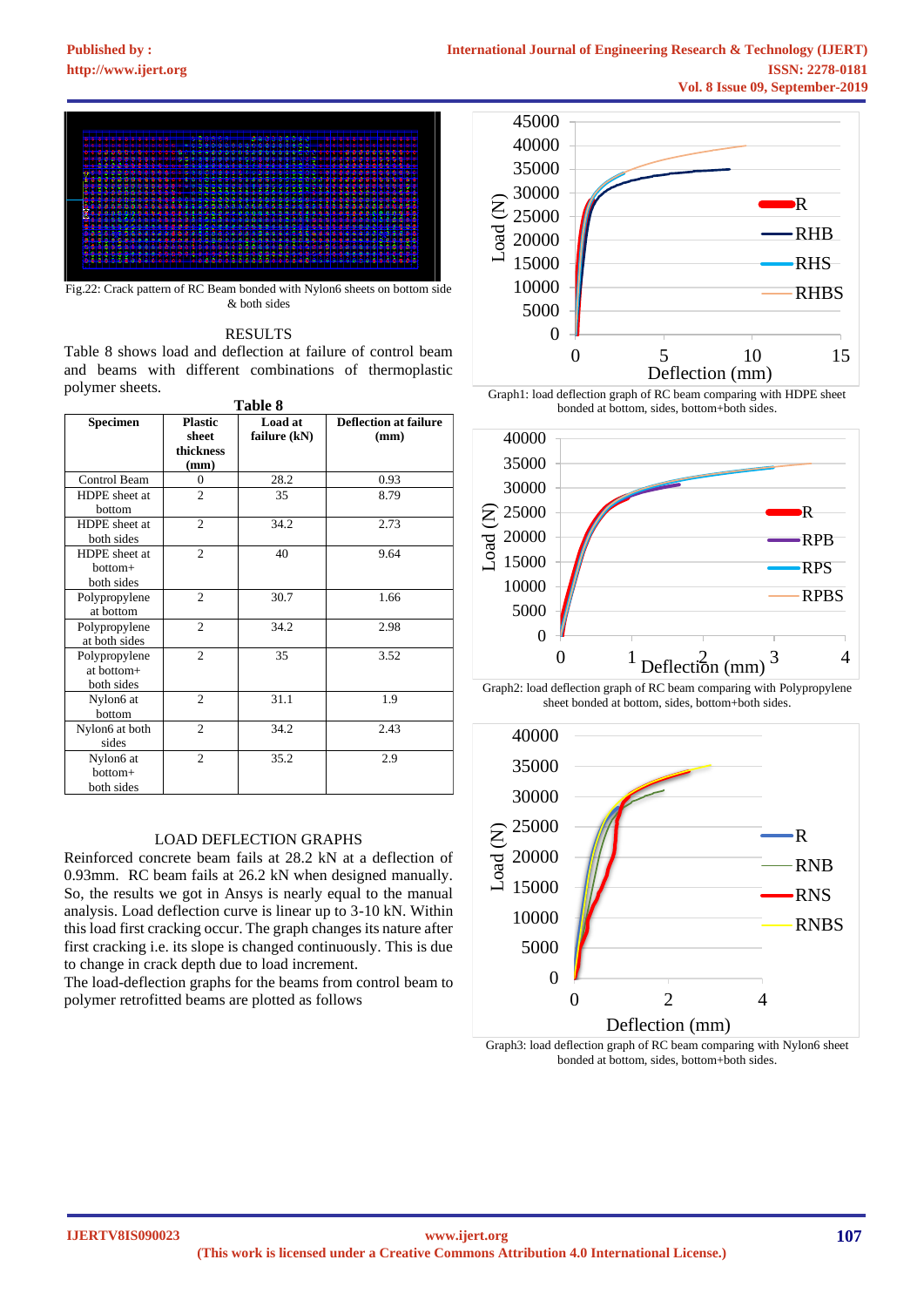Fig.22: Crack pattern of RC Beam bonded with Nylon6 sheets on bottom side & both sides

## RESULTS

Table 8 shows load and deflection at failure of control beam and beams with different combinations of thermoplastic polymer sheets.

**Table 8**

| Specimen | Plastic sheet thickness (mm) | Load at failure (kN) | Deflection at failure (mm) |
|---|---|---|---|
| Control Beam | 0 | 28.2 | 0.93 |
| HDPE sheet at bottom | 2 | 35 | 8.79 |
| HDPE sheet at both sides | 2 | 34.2 | 2.73 |
| HDPE sheet at bottom+ both sides | 2 | 40 | 9.64 |
| Polypropylene at bottom | 2 | 30.7 | 1.66 |
| Polypropylene at both sides | 2 | 34.2 | 2.98 |
| Polypropylene at bottom+ both sides | 2 | 35 | 3.52 |
| Nylon6 at bottom | 2 | 31.1 | 1.9 |
| Nylon6 at both sides | 2 | 34.2 | 2.43 |
| Nylon6 at bottom+ both sides | 2 | 35.2 | 2.9 |

## LOAD DEFLECTION GRAPHS

Reinforced concrete beam fails at 28.2 kN at a deflection of 0.93mm. RC beam fails at 26.2 kN when designed manually. So, the results we got in Ansys is nearly equal to the manual analysis. Load deflection curve is linear up to 3-10 kN. Within this load first cracking occur. The graph changes its nature after first cracking i.e. its slope is changed continuously. This is due to change in crack depth due to load increment.

The load-deflection graphs for the beams from control beam to polymer retrofitted beams are plotted as follows

Graph1: load deflection graph of RC beam comparing with HDPE sheet bonded at bottom, sides, bottom+both sides.

Graph2: load deflection graph of RC beam comparing with Polypropylene sheet bonded at bottom, sides, bottom+both sides.

Graph3: load deflection graph of RC beam comparing with Nylon6 sheet bonded at bottom, sides, bottom+both sides.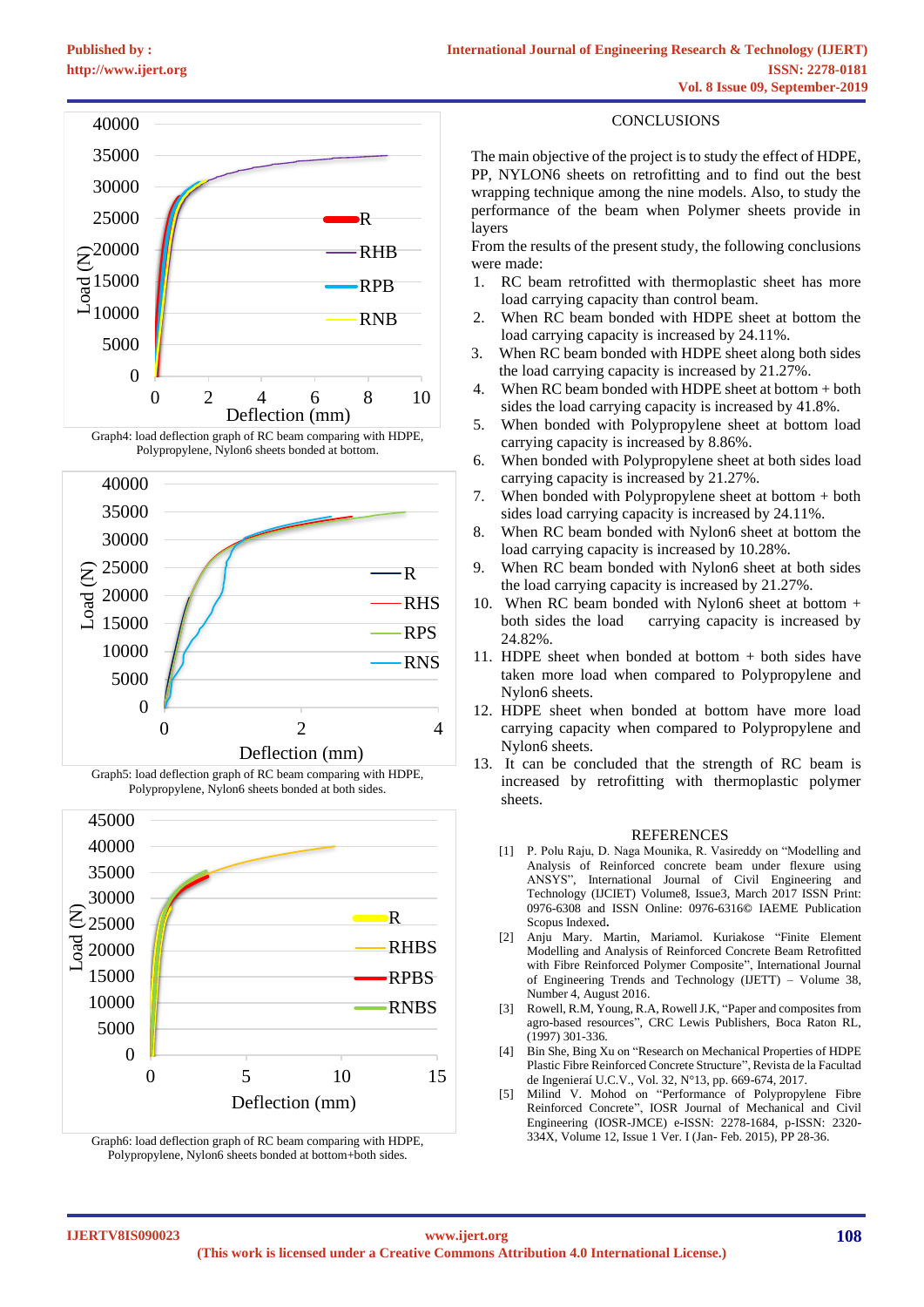Graph4: load deflection graph of RC beam comparing with HDPE, Polypropylene, Nylon6 sheets bonded at bottom.

Graph5: load deflection graph of RC beam comparing with HDPE, Polypropylene, Nylon6 sheets bonded at both sides.

Graph6: load deflection graph of RC beam comparing with HDPE, Polypropylene, Nylon6 sheets bonded at bottom+both sides.

## CONCLUSIONS

The main objective of the project is to study the effect of HDPE, PP, NYLON6 sheets on retrofitting and to find out the best wrapping technique among the nine models. Also, to study the performance of the beam when Polymer sheets provide in layers

From the results of the present study, the following conclusions were made:

1. RC beam retrofitted with thermoplastic sheet has more load carrying capacity than control beam.
2. When RC beam bonded with HDPE sheet at bottom the load carrying capacity is increased by 24.11%.
3. When RC beam bonded with HDPE sheet along both sides the load carrying capacity is increased by 21.27%.
4. When RC beam bonded with HDPE sheet at bottom + both sides the load carrying capacity is increased by 41.8%.
5. When bonded with Polypropylene sheet at bottom load carrying capacity is increased by 8.86%.
6. When bonded with Polypropylene sheet at both sides load carrying capacity is increased by 21.27%.
7. When bonded with Polypropylene sheet at bottom + both sides load carrying capacity is increased by 24.11%.
8. When RC beam bonded with Nylon6 sheet at bottom the load carrying capacity is increased by 10.28%.
9. When RC beam bonded with Nylon6 sheet at both sides the load carrying capacity is increased by 21.27%.
10. When RC beam bonded with Nylon6 sheet at bottom + both sides the load carrying capacity is increased by 24.82%.
11. HDPE sheet when bonded at bottom + both sides have taken more load when compared to Polypropylene and Nylon6 sheets.
12. HDPE sheet when bonded at bottom have more load carrying capacity when compared to Polypropylene and Nylon6 sheets.
13. It can be concluded that the strength of RC beam is increased by retrofitting with thermoplastic polymer sheets.

## REFERENCES

[1] P. Polu Raju, D. Naga Mounika, R. Vasireddy on "Modelling and Analysis of Reinforced concrete beam under flexure using ANSYS", International Journal of Civil Engineering and Technology (IJCIET) Volume8, Issue3, March 2017 ISSN Print: 0976-6308 and ISSN Online: 0976-6316© IAEME Publication Scopus Indexed.

[2] Anju Mary. Martin, Mariamol. Kuriakose "Finite Element Modelling and Analysis of Reinforced Concrete Beam Retrofitted with Fibre Reinforced Polymer Composite", International Journal of Engineering Trends and Technology (IJETT) – Volume 38, Number 4, August 2016.

[3] Rowell, R.M, Young, R.A, Rowell J.K, "Paper and composites from agro-based resources", CRC Lewis Publishers, Boca Raton RL, (1997) 301-336.

[4] Bin She, Bing Xu on "Research on Mechanical Properties of HDPE Plastic Fibre Reinforced Concrete Structure", Revista de la Facultad de Ingeneriaí U.C.V., Vol. 32, N°13, pp. 669-674, 2017.

[5] Milind V. Mohod on "Performance of Polypropylene Fibre Reinforced Concrete", IOSR Journal of Mechanical and Civil Engineering (IOSR-JMCE) e-ISSN: 2278-1684, p-ISSN: 2320-334X, Volume 12, Issue 1 Ver. I (Jan- Feb. 2015), PP 28-36.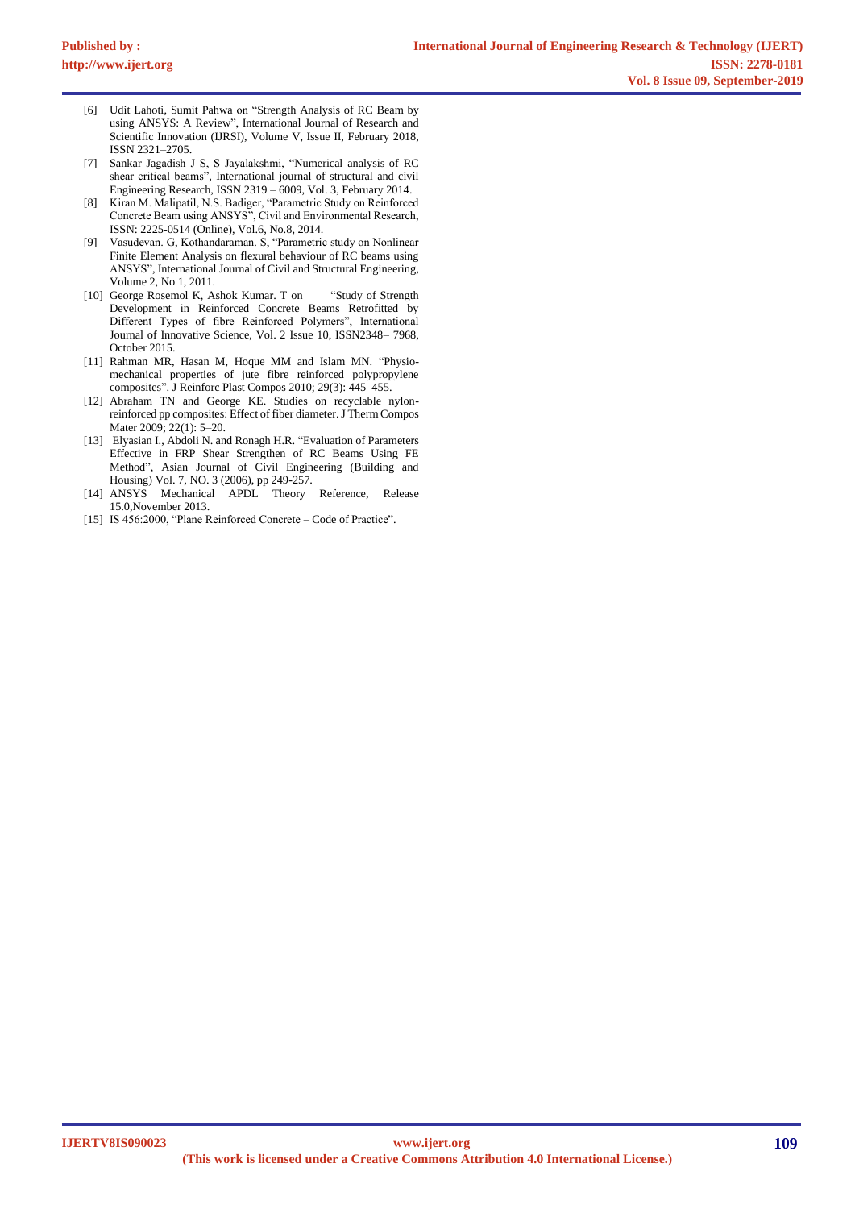[6] Udit Lahoti, Sumit Pahwa on "Strength Analysis of RC Beam by using ANSYS: A Review", International Journal of Research and Scientific Innovation (IJRSI), Volume V, Issue II, February 2018, ISSN 2321–2705.

[7] Sankar Jagadish J S, S Jayalakshmi, "Numerical analysis of RC shear critical beams", International journal of structural and civil Engineering Research, ISSN 2319 – 6009, Vol. 3, February 2014.

[8] Kiran M. Malipatil, N.S. Badiger, "Parametric Study on Reinforced Concrete Beam using ANSYS", Civil and Environmental Research, ISSN: 2225-0514 (Online), Vol.6, No.8, 2014.

[9] Vasudevan. G, Kothandaraman. S, "Parametric study on Nonlinear Finite Element Analysis on flexural behaviour of RC beams using ANSYS", International Journal of Civil and Structural Engineering, Volume 2, No 1, 2011.

[10] George Rosemol K, Ashok Kumar. T on "Study of Strength Development in Reinforced Concrete Beams Retrofitted by Different Types of fibre Reinforced Polymers", International Journal of Innovative Science, Vol. 2 Issue 10, ISSN2348– 7968, October 2015.

[11] Rahman MR, Hasan M, Hoque MM and Islam MN. "Physio-mechanical properties of jute fibre reinforced polypropylene composites". J Reinforc Plast Compos 2010; 29(3): 445–455.

[12] Abraham TN and George KE. Studies on recyclable nylon-reinforced pp composites: Effect of fiber diameter. J Therm Compos Mater 2009; 22(1): 5–20.

[13] Elyasian I., Abdoli N. and Ronagh H.R. "Evaluation of Parameters Effective in FRP Shear Strengthen of RC Beams Using FE Method", Asian Journal of Civil Engineering (Building and Housing) Vol. 7, NO. 3 (2006), pp 249-257.

[14] ANSYS Mechanical APDL Theory Reference, Release 15.0,November 2013.

[15] IS 456:2000, "Plane Reinforced Concrete – Code of Practice".